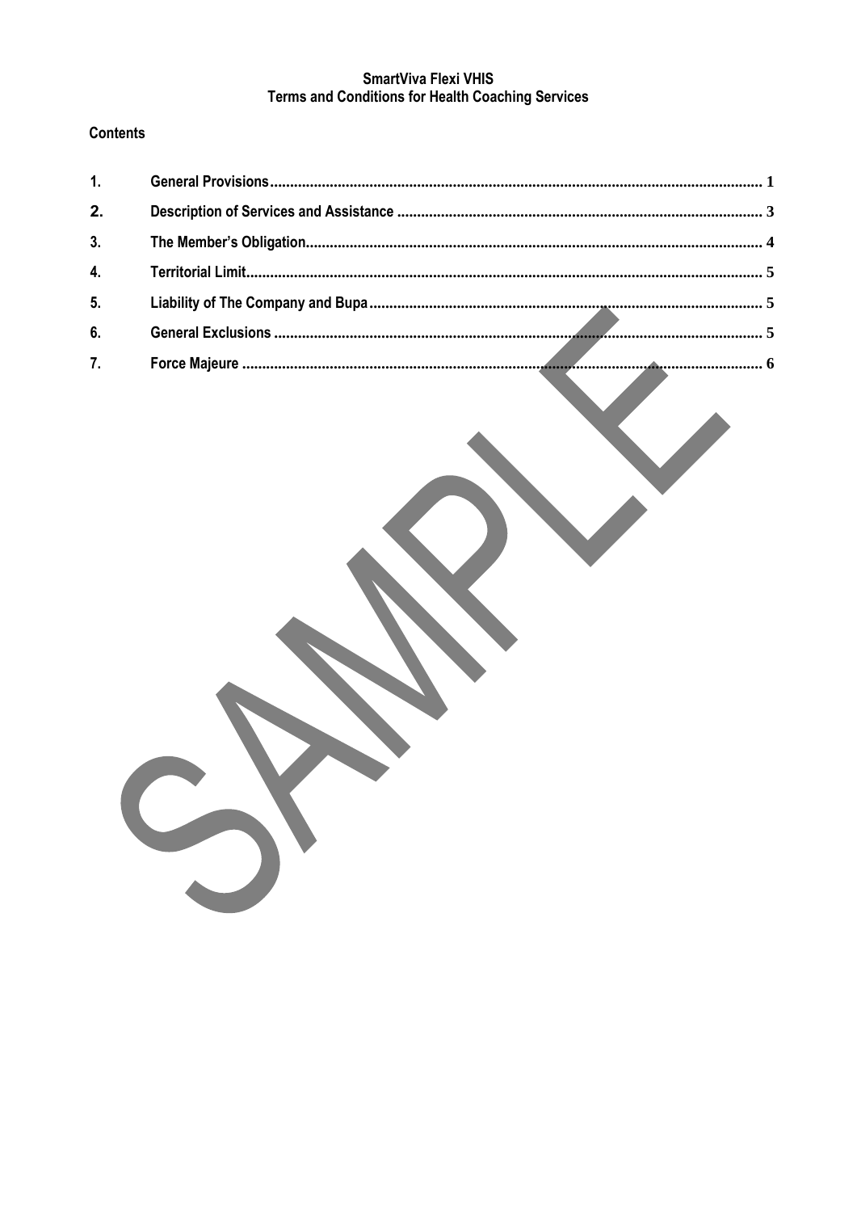**SmartViva Flexi VHIS**
**Terms and Conditions for Health Coaching Services**

**Contents**

| | | |
|---|---|---|
| 1. | General Provisions | 1 |
| 2. | Description of Services and Assistance | 3 |
| 3. | The Member's Obligation | 4 |
| 4. | Territorial Limit | 5 |
| 5. | Liability of The Company and Bupa | 5 |
| 6. | General Exclusions | 5 |
| 7. | Force Majeure | 6 |

SAMPLE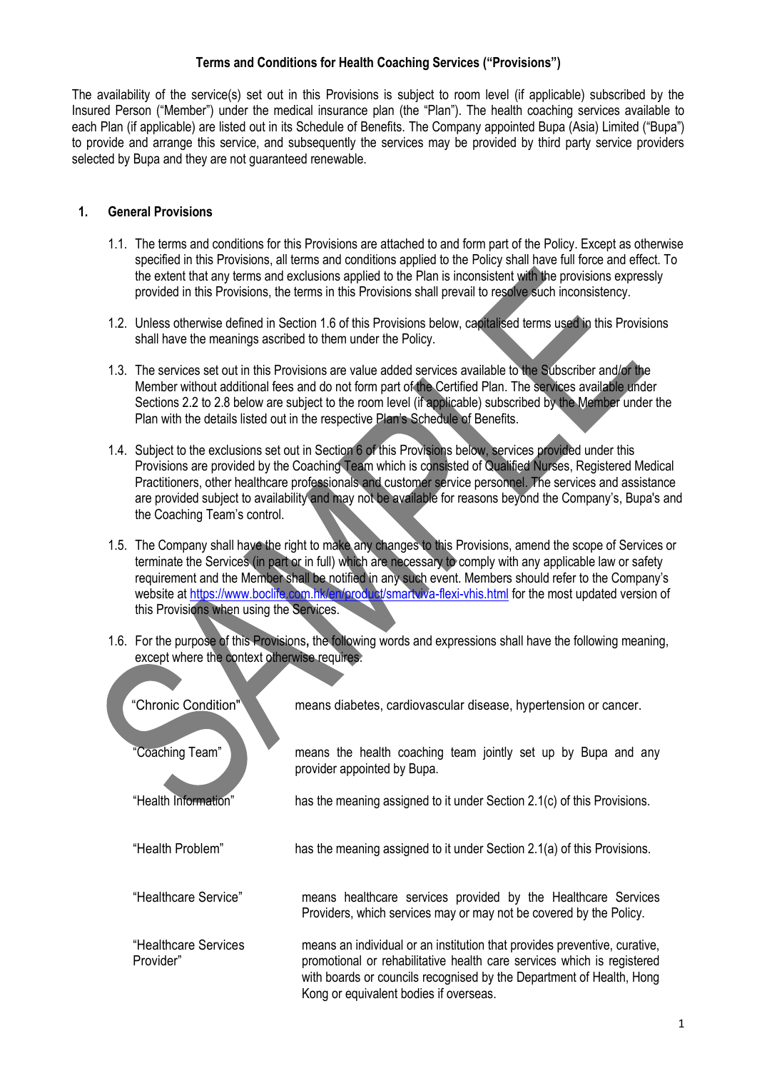**Terms and Conditions for Health Coaching Services ("Provisions")**

The availability of the service(s) set out in this Provisions is subject to room level (if applicable) subscribed by the Insured Person ("Member") under the medical insurance plan (the "Plan"). The health coaching services available to each Plan (if applicable) are listed out in its Schedule of Benefits. The Company appointed Bupa (Asia) Limited ("Bupa") to provide and arrange this service, and subsequently the services may be provided by third party service providers selected by Bupa and they are not guaranteed renewable.

## 1. General Provisions

1.1. The terms and conditions for this Provisions are attached to and form part of the Policy. Except as otherwise specified in this Provisions, all terms and conditions applied to the Policy shall have full force and effect. To the extent that any terms and exclusions applied to the Plan is inconsistent with the provisions expressly provided in this Provisions, the terms in this Provisions shall prevail to resolve such inconsistency.

1.2. Unless otherwise defined in Section 1.6 of this Provisions below, capitalised terms used in this Provisions shall have the meanings ascribed to them under the Policy.

1.3. The services set out in this Provisions are value added services available to the Subscriber and/or the Member without additional fees and do not form part of the Certified Plan. The services available under Sections 2.2 to 2.8 below are subject to the room level (if applicable) subscribed by the Member under the Plan with the details listed out in the respective Plan's Schedule of Benefits.

1.4. Subject to the exclusions set out in Section 6 of this Provisions below, services provided under this Provisions are provided by the Coaching Team which is consisted of Qualified Nurses, Registered Medical Practitioners, other healthcare professionals and customer service personnel. The services and assistance are provided subject to availability and may not be available for reasons beyond the Company's, Bupa's and the Coaching Team's control.

1.5. The Company shall have the right to make any changes to this Provisions, amend the scope of Services or terminate the Services (in part or in full) which are necessary to comply with any applicable law or safety requirement and the Member shall be notified in any such event. Members should refer to the Company's website at https://www.boclife.com.hk/en/product/smartviva-flexi-vhis.html for the most updated version of this Provisions when using the Services.

1.6. For the purpose of this Provisions, the following words and expressions shall have the following meaning, except where the context otherwise requires:

| | |
|---|---|
| "Chronic Condition" | means diabetes, cardiovascular disease, hypertension or cancer. |
| "Coaching Team" | means the health coaching team jointly set up by Bupa and any provider appointed by Bupa. |
| "Health Information" | has the meaning assigned to it under Section 2.1(c) of this Provisions. |
| "Health Problem" | has the meaning assigned to it under Section 2.1(a) of this Provisions. |
| "Healthcare Service" | means healthcare services provided by the Healthcare Services Providers, which services may or may not be covered by the Policy. |
| "Healthcare Services Provider" | means an individual or an institution that provides preventive, curative, promotional or rehabilitative health care services which is registered with boards or councils recognised by the Department of Health, Hong Kong or equivalent bodies if overseas. |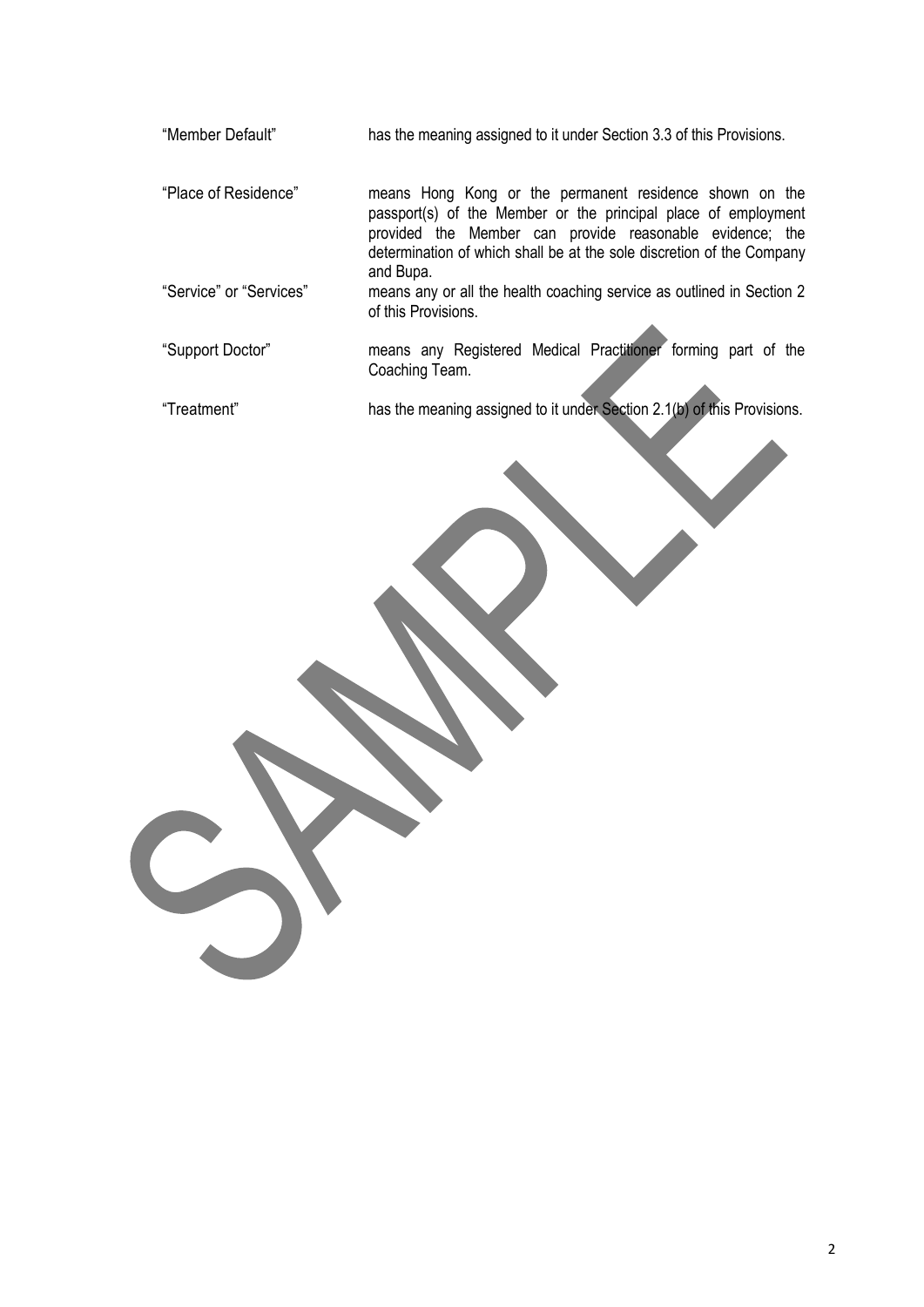| | |
|---|---|
| "Member Default" | has the meaning assigned to it under Section 3.3 of this Provisions. |
| "Place of Residence" | means Hong Kong or the permanent residence shown on the passport(s) of the Member or the principal place of employment provided the Member can provide reasonable evidence; the determination of which shall be at the sole discretion of the Company and Bupa. |
| "Service" or "Services" | means any or all the health coaching service as outlined in Section 2 of this Provisions. |
| "Support Doctor" | means any Registered Medical Practitioner forming part of the Coaching Team. |
| "Treatment" | has the meaning assigned to it under Section 2.1(b) of this Provisions. |

SAMPLE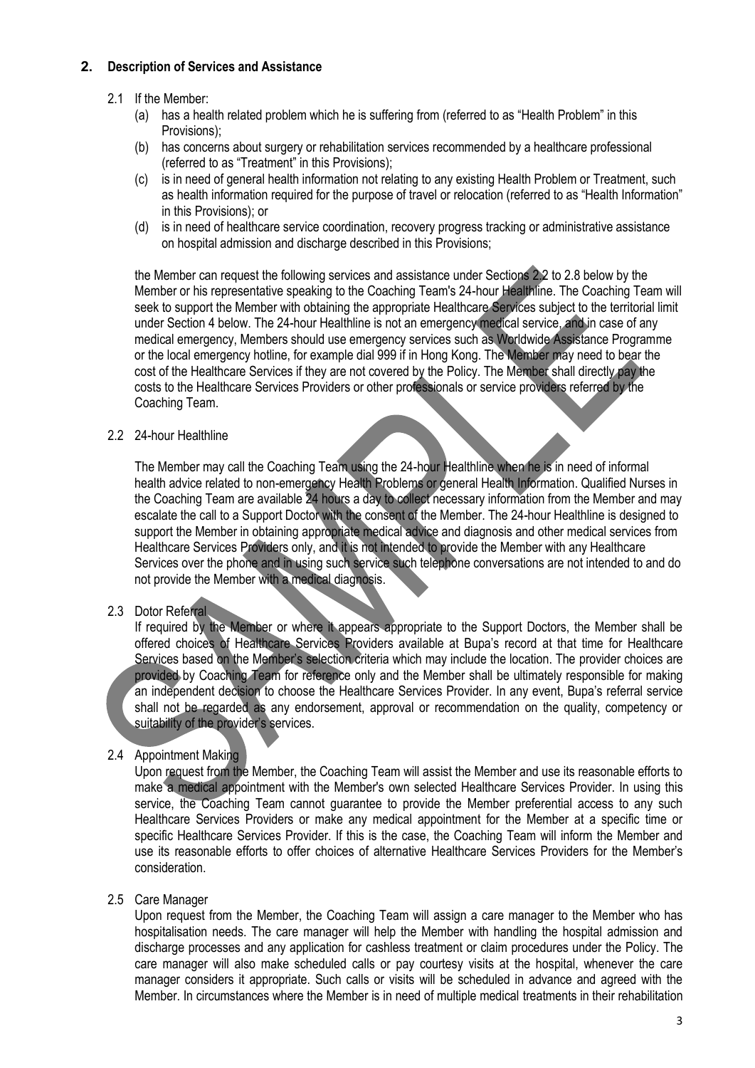## 2. Description of Services and Assistance

2.1 If the Member:

(a) has a health related problem which he is suffering from (referred to as "Health Problem" in this Provisions);

(b) has concerns about surgery or rehabilitation services recommended by a healthcare professional (referred to as "Treatment" in this Provisions);

(c) is in need of general health information not relating to any existing Health Problem or Treatment, such as health information required for the purpose of travel or relocation (referred to as "Health Information" in this Provisions); or

(d) is in need of healthcare service coordination, recovery progress tracking or administrative assistance on hospital admission and discharge described in this Provisions;

the Member can request the following services and assistance under Sections 2.2 to 2.8 below by the Member or his representative speaking to the Coaching Team's 24-hour Healthline. The Coaching Team will seek to support the Member with obtaining the appropriate Healthcare Services subject to the territorial limit under Section 4 below. The 24-hour Healthline is not an emergency medical service, and in case of any medical emergency, Members should use emergency services such as Worldwide Assistance Programme or the local emergency hotline, for example dial 999 if in Hong Kong. The Member may need to bear the cost of the Healthcare Services if they are not covered by the Policy. The Member shall directly pay the costs to the Healthcare Services Providers or other professionals or service providers referred by the Coaching Team.

2.2 24-hour Healthline

The Member may call the Coaching Team using the 24-hour Healthline when he is in need of informal health advice related to non-emergency Health Problems or general Health Information. Qualified Nurses in the Coaching Team are available 24 hours a day to collect necessary information from the Member and may escalate the call to a Support Doctor with the consent of the Member. The 24-hour Healthline is designed to support the Member in obtaining appropriate medical advice and diagnosis and other medical services from Healthcare Services Providers only, and it is not intended to provide the Member with any Healthcare Services over the phone and in using such service such telephone conversations are not intended to and do not provide the Member with a medical diagnosis.

2.3 Dotor Referral

If required by the Member or where it appears appropriate to the Support Doctors, the Member shall be offered choices of Healthcare Services Providers available at Bupa's record at that time for Healthcare Services based on the Member's selection criteria which may include the location. The provider choices are provided by Coaching Team for reference only and the Member shall be ultimately responsible for making an independent decision to choose the Healthcare Services Provider. In any event, Bupa's referral service shall not be regarded as any endorsement, approval or recommendation on the quality, competency or suitability of the provider's services.

2.4 Appointment Making

Upon request from the Member, the Coaching Team will assist the Member and use its reasonable efforts to make a medical appointment with the Member's own selected Healthcare Services Provider. In using this service, the Coaching Team cannot guarantee to provide the Member preferential access to any such Healthcare Services Providers or make any medical appointment for the Member at a specific time or specific Healthcare Services Provider. If this is the case, the Coaching Team will inform the Member and use its reasonable efforts to offer choices of alternative Healthcare Services Providers for the Member's consideration.

2.5 Care Manager

Upon request from the Member, the Coaching Team will assign a care manager to the Member who has hospitalisation needs. The care manager will help the Member with handling the hospital admission and discharge processes and any application for cashless treatment or claim procedures under the Policy. The care manager will also make scheduled calls or pay courtesy visits at the hospital, whenever the care manager considers it appropriate. Such calls or visits will be scheduled in advance and agreed with the Member. In circumstances where the Member is in need of multiple medical treatments in their rehabilitation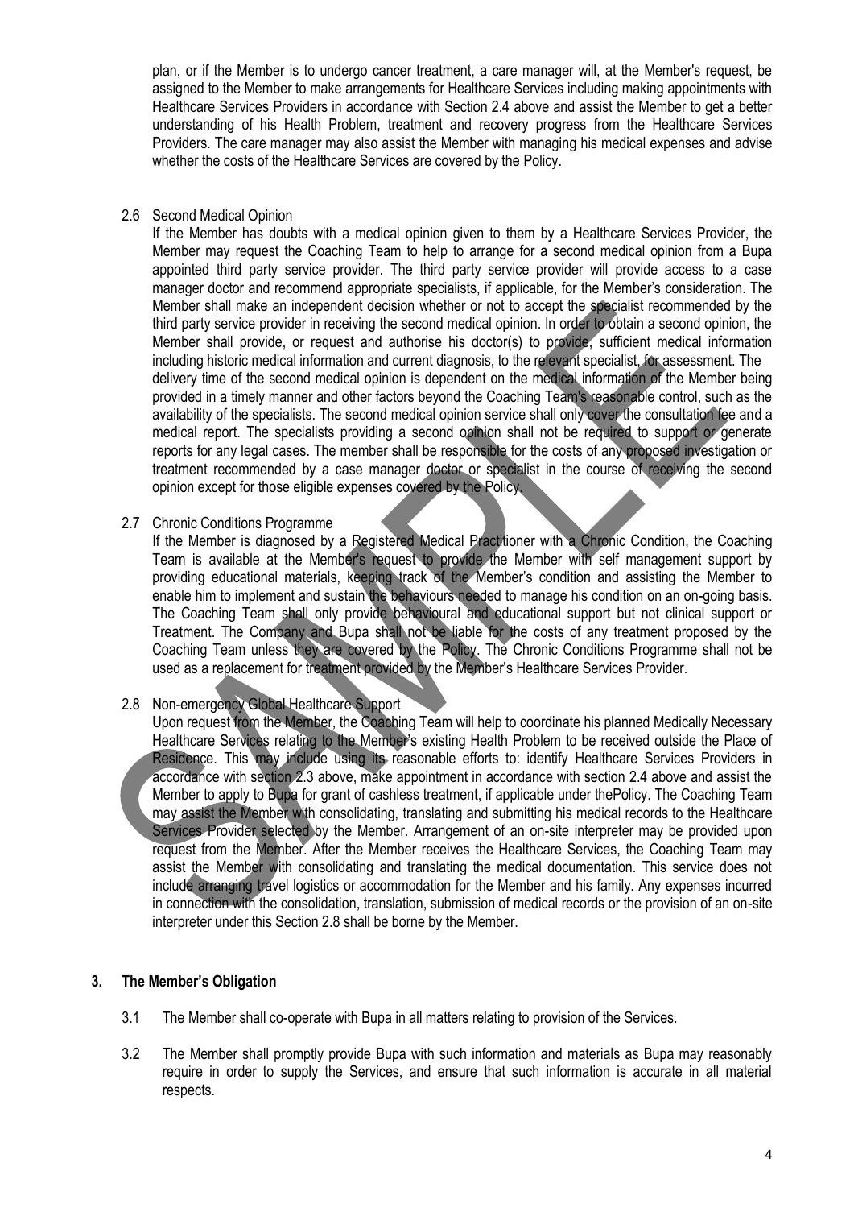plan, or if the Member is to undergo cancer treatment, a care manager will, at the Member's request, be assigned to the Member to make arrangements for Healthcare Services including making appointments with Healthcare Services Providers in accordance with Section 2.4 above and assist the Member to get a better understanding of his Health Problem, treatment and recovery progress from the Healthcare Services Providers. The care manager may also assist the Member with managing his medical expenses and advise whether the costs of the Healthcare Services are covered by the Policy.

2.6 Second Medical Opinion

If the Member has doubts with a medical opinion given to them by a Healthcare Services Provider, the Member may request the Coaching Team to help to arrange for a second medical opinion from a Bupa appointed third party service provider. The third party service provider will provide access to a case manager doctor and recommend appropriate specialists, if applicable, for the Member's consideration. The Member shall make an independent decision whether or not to accept the specialist recommended by the third party service provider in receiving the second medical opinion. In order to obtain a second opinion, the Member shall provide, or request and authorise his doctor(s) to provide, sufficient medical information including historic medical information and current diagnosis, to the relevant specialist, for assessment. The delivery time of the second medical opinion is dependent on the medical information of the Member being provided in a timely manner and other factors beyond the Coaching Team's reasonable control, such as the availability of the specialists. The second medical opinion service shall only cover the consultation fee and a medical report. The specialists providing a second opinion shall not be required to support or generate reports for any legal cases. The member shall be responsible for the costs of any proposed investigation or treatment recommended by a case manager doctor or specialist in the course of receiving the second opinion except for those eligible expenses covered by the Policy.

2.7 Chronic Conditions Programme

If the Member is diagnosed by a Registered Medical Practitioner with a Chronic Condition, the Coaching Team is available at the Member's request to provide the Member with self management support by providing educational materials, keeping track of the Member's condition and assisting the Member to enable him to implement and sustain the behaviours needed to manage his condition on an on-going basis. The Coaching Team shall only provide behavioural and educational support but not clinical support or Treatment. The Company and Bupa shall not be liable for the costs of any treatment proposed by the Coaching Team unless they are covered by the Policy. The Chronic Conditions Programme shall not be used as a replacement for treatment provided by the Member's Healthcare Services Provider.

2.8 Non-emergency Global Healthcare Support

Upon request from the Member, the Coaching Team will help to coordinate his planned Medically Necessary Healthcare Services relating to the Member's existing Health Problem to be received outside the Place of Residence. This may include using its reasonable efforts to: identify Healthcare Services Providers in accordance with section 2.3 above, make appointment in accordance with section 2.4 above and assist the Member to apply to Bupa for grant of cashless treatment, if applicable under thePolicy. The Coaching Team may assist the Member with consolidating, translating and submitting his medical records to the Healthcare Services Provider selected by the Member. Arrangement of an on-site interpreter may be provided upon request from the Member. After the Member receives the Healthcare Services, the Coaching Team may assist the Member with consolidating and translating the medical documentation. This service does not include arranging travel logistics or accommodation for the Member and his family. Any expenses incurred in connection with the consolidation, translation, submission of medical records or the provision of an on-site interpreter under this Section 2.8 shall be borne by the Member.

## 3. The Member's Obligation

3.1 The Member shall co-operate with Bupa in all matters relating to provision of the Services.

3.2 The Member shall promptly provide Bupa with such information and materials as Bupa may reasonably require in order to supply the Services, and ensure that such information is accurate in all material respects.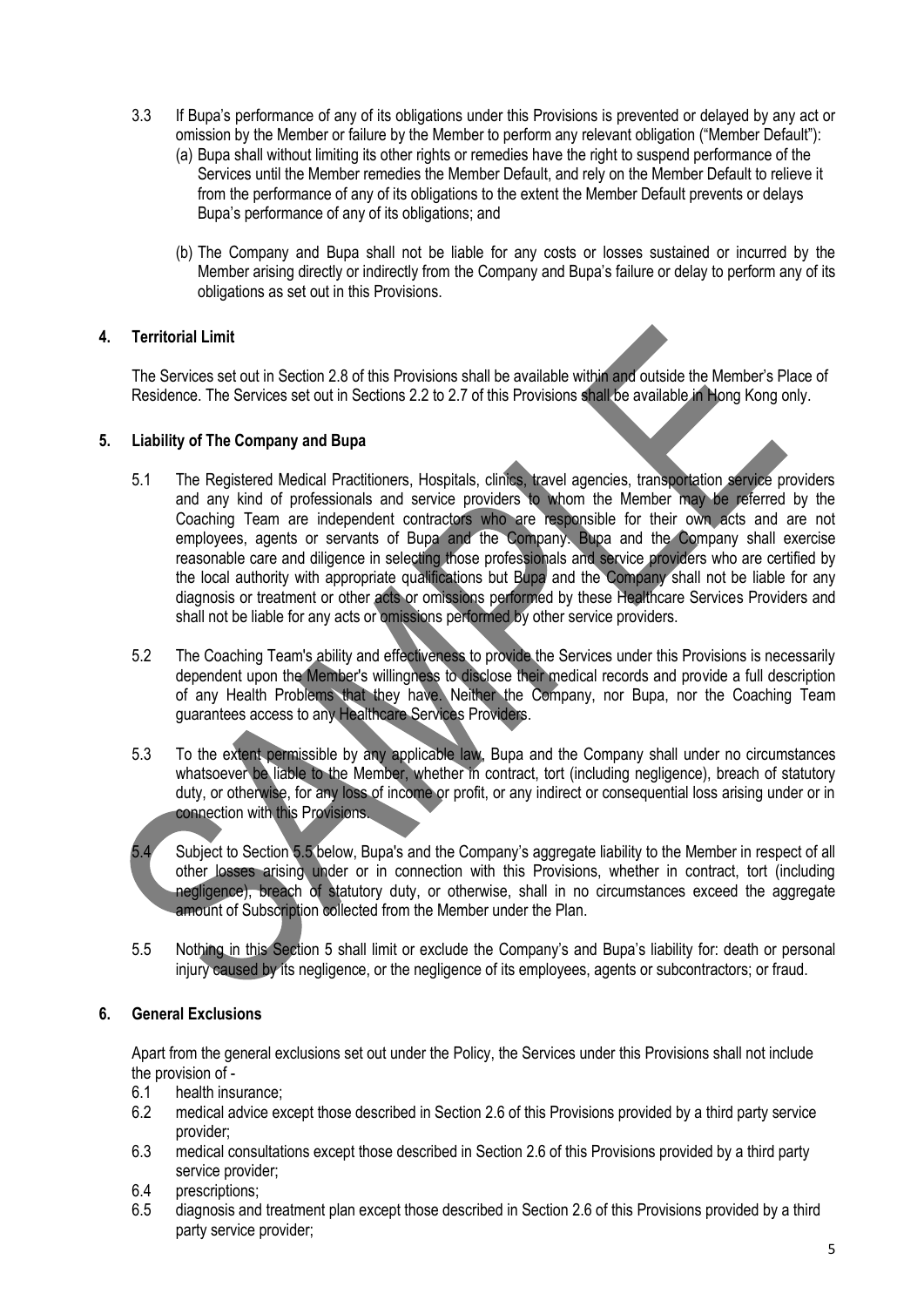3.3 If Bupa's performance of any of its obligations under this Provisions is prevented or delayed by any act or omission by the Member or failure by the Member to perform any relevant obligation ("Member Default"):

(a) Bupa shall without limiting its other rights or remedies have the right to suspend performance of the Services until the Member remedies the Member Default, and rely on the Member Default to relieve it from the performance of any of its obligations to the extent the Member Default prevents or delays Bupa's performance of any of its obligations; and

(b) The Company and Bupa shall not be liable for any costs or losses sustained or incurred by the Member arising directly or indirectly from the Company and Bupa's failure or delay to perform any of its obligations as set out in this Provisions.

## 4. Territorial Limit

The Services set out in Section 2.8 of this Provisions shall be available within and outside the Member's Place of Residence. The Services set out in Sections 2.2 to 2.7 of this Provisions shall be available in Hong Kong only.

## 5. Liability of The Company and Bupa

5.1 The Registered Medical Practitioners, Hospitals, clinics, travel agencies, transportation service providers and any kind of professionals and service providers to whom the Member may be referred by the Coaching Team are independent contractors who are responsible for their own acts and are not employees, agents or servants of Bupa and the Company. Bupa and the Company shall exercise reasonable care and diligence in selecting those professionals and service providers who are certified by the local authority with appropriate qualifications but Bupa and the Company shall not be liable for any diagnosis or treatment or other acts or omissions performed by these Healthcare Services Providers and shall not be liable for any acts or omissions performed by other service providers.

5.2 The Coaching Team's ability and effectiveness to provide the Services under this Provisions is necessarily dependent upon the Member's willingness to disclose their medical records and provide a full description of any Health Problems that they have. Neither the Company, nor Bupa, nor the Coaching Team guarantees access to any Healthcare Services Providers.

5.3 To the extent permissible by any applicable law, Bupa and the Company shall under no circumstances whatsoever be liable to the Member, whether in contract, tort (including negligence), breach of statutory duty, or otherwise, for any loss of income or profit, or any indirect or consequential loss arising under or in connection with this Provisions.

5.4 Subject to Section 5.5 below, Bupa's and the Company's aggregate liability to the Member in respect of all other losses arising under or in connection with this Provisions, whether in contract, tort (including negligence), breach of statutory duty, or otherwise, shall in no circumstances exceed the aggregate amount of Subscription collected from the Member under the Plan.

5.5 Nothing in this Section 5 shall limit or exclude the Company's and Bupa's liability for: death or personal injury caused by its negligence, or the negligence of its employees, agents or subcontractors; or fraud.

## 6. General Exclusions

Apart from the general exclusions set out under the Policy, the Services under this Provisions shall not include the provision of -

6.1 health insurance;

6.2 medical advice except those described in Section 2.6 of this Provisions provided by a third party service provider;

6.3 medical consultations except those described in Section 2.6 of this Provisions provided by a third party service provider;

6.4 prescriptions;

6.5 diagnosis and treatment plan except those described in Section 2.6 of this Provisions provided by a third party service provider;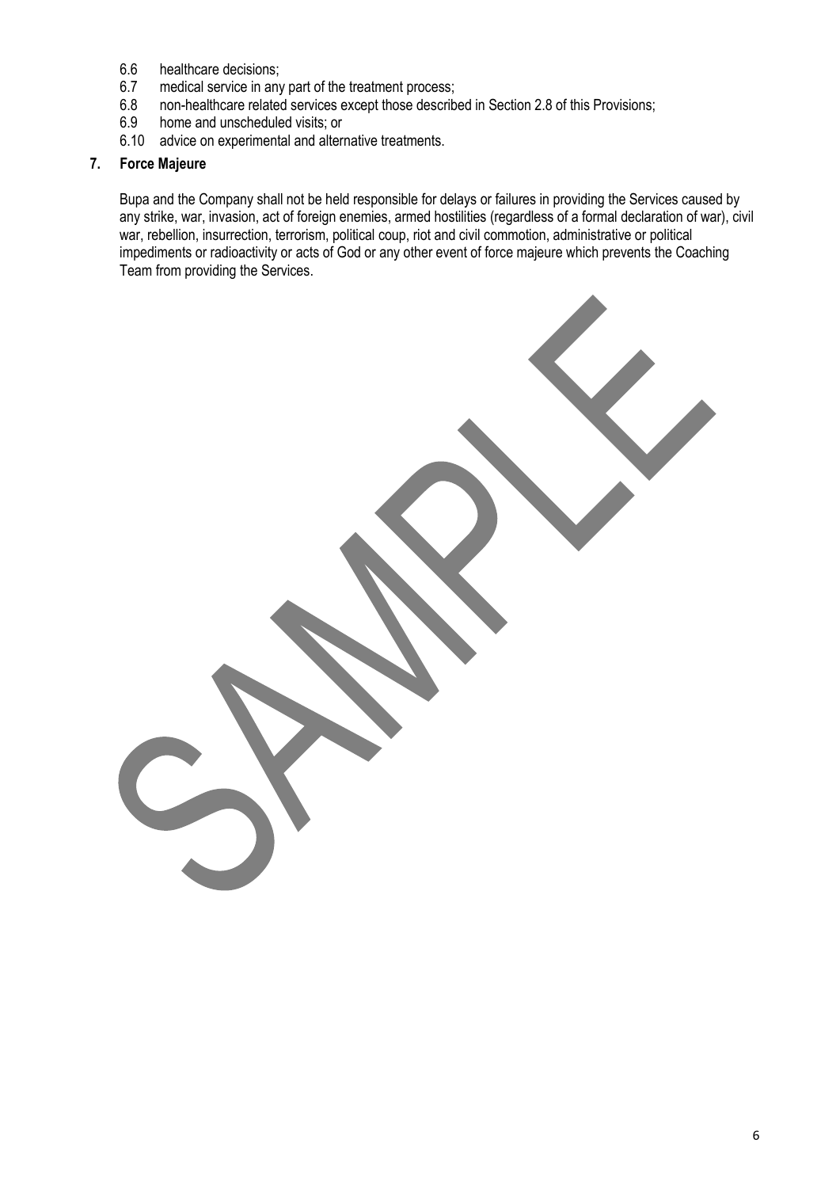6.6 healthcare decisions;
6.7 medical service in any part of the treatment process;
6.8 non-healthcare related services except those described in Section 2.8 of this Provisions;
6.9 home and unscheduled visits; or
6.10 advice on experimental and alternative treatments.

**7. Force Majeure**

Bupa and the Company shall not be held responsible for delays or failures in providing the Services caused by any strike, war, invasion, act of foreign enemies, armed hostilities (regardless of a formal declaration of war), civil war, rebellion, insurrection, terrorism, political coup, riot and civil commotion, administrative or political impediments or radioactivity or acts of God or any other event of force majeure which prevents the Coaching Team from providing the Services.